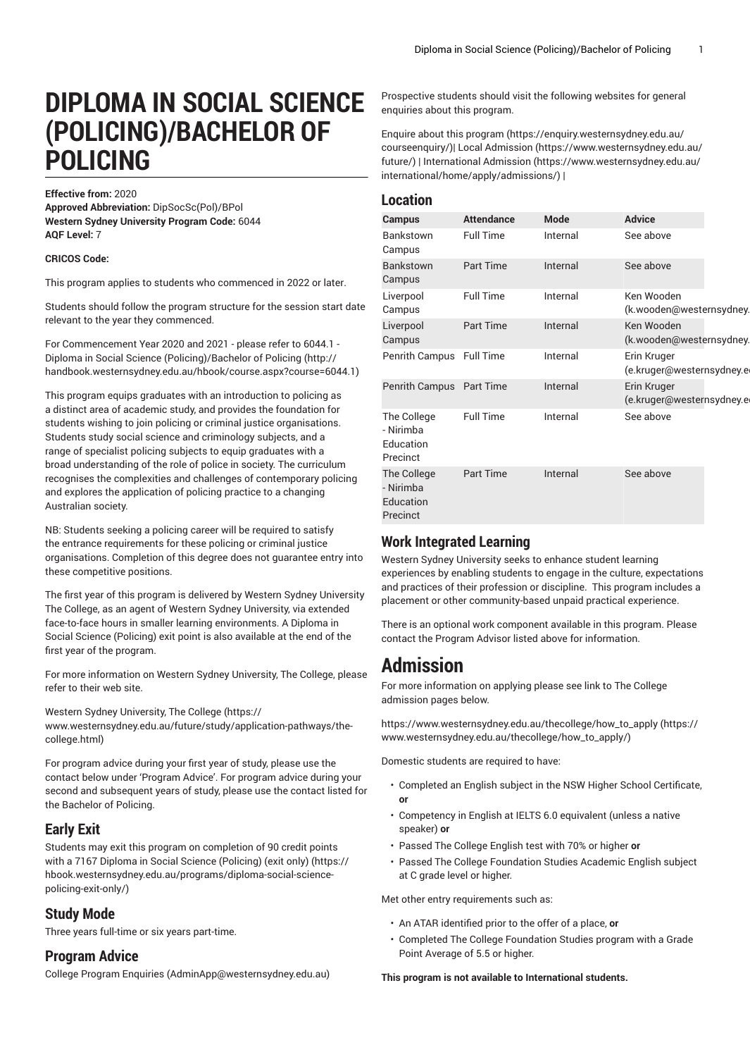# DIPLOMA IN SOCIAL SCIENCE (POLICING)/BACHELOR OF POLICING

**Effective from:** 2020
**Approved Abbreviation:** DipSocSc(Pol)/BPol
**Western Sydney University Program Code:** 6044
**AQF Level:** 7

**CRICOS Code:**

This program applies to students who commenced in 2022 or later.

Students should follow the program structure for the session start date relevant to the year they commenced.

For Commencement Year 2020 and 2021 - please refer to 6044.1 - Diploma in Social Science (Policing)/Bachelor of Policing (http://handbook.westernsydney.edu.au/hbook/course.aspx?course=6044.1)

This program equips graduates with an introduction to policing as a distinct area of academic study, and provides the foundation for students wishing to join policing or criminal justice organisations. Students study social science and criminology subjects, and a range of specialist policing subjects to equip graduates with a broad understanding of the role of police in society. The curriculum recognises the complexities and challenges of contemporary policing and explores the application of policing practice to a changing Australian society.

NB: Students seeking a policing career will be required to satisfy the entrance requirements for these policing or criminal justice organisations. Completion of this degree does not guarantee entry into these competitive positions.

The first year of this program is delivered by Western Sydney University The College, as an agent of Western Sydney University, via extended face-to-face hours in smaller learning environments. A Diploma in Social Science (Policing) exit point is also available at the end of the first year of the program.

For more information on Western Sydney University, The College, please refer to their web site.

Western Sydney University, The College (https://www.westernsydney.edu.au/future/study/application-pathways/the-college.html)

For program advice during your first year of study, please use the contact below under 'Program Advice'. For program advice during your second and subsequent years of study, please use the contact listed for the Bachelor of Policing.

## Early Exit

Students may exit this program on completion of 90 credit points with a 7167 Diploma in Social Science (Policing) (exit only) (https://hbook.westernsydney.edu.au/programs/diploma-social-science-policing-exit-only/)

## Study Mode

Three years full-time or six years part-time.

## Program Advice

College Program Enquiries (AdminApp@westernsydney.edu.au)

Prospective students should visit the following websites for general enquiries about this program.

Enquire about this program (https://enquiry.westernsydney.edu.au/courseenquiry/)| Local Admission (https://www.westernsydney.edu.au/future/) | International Admission (https://www.westernsydney.edu.au/international/home/apply/admissions/) |

## Location

| Campus | Attendance | Mode | Advice |
|---|---|---|---|
| Bankstown Campus | Full Time | Internal | See above |
| Bankstown Campus | Part Time | Internal | See above |
| Liverpool Campus | Full Time | Internal | Ken Wooden (k.wooden@westernsydney. |
| Liverpool Campus | Part Time | Internal | Ken Wooden (k.wooden@westernsydney. |
| Penrith Campus | Full Time | Internal | Erin Kruger (e.kruger@westernsydney.e |
| Penrith Campus | Part Time | Internal | Erin Kruger (e.kruger@westernsydney.e |
| The College - Nirimba Education Precinct | Full Time | Internal | See above |
| The College - Nirimba Education Precinct | Part Time | Internal | See above |

## Work Integrated Learning

Western Sydney University seeks to enhance student learning experiences by enabling students to engage in the culture, expectations and practices of their profession or discipline. This program includes a placement or other community-based unpaid practical experience.

There is an optional work component available in this program. Please contact the Program Advisor listed above for information.

# Admission

For more information on applying please see link to The College admission pages below.

https://www.westernsydney.edu.au/thecollege/how_to_apply (https://www.westernsydney.edu.au/thecollege/how_to_apply/)

Domestic students are required to have:

- Completed an English subject in the NSW Higher School Certificate, **or**
- Competency in English at IELTS 6.0 equivalent (unless a native speaker) **or**
- Passed The College English test with 70% or higher **or**
- Passed The College Foundation Studies Academic English subject at C grade level or higher.

Met other entry requirements such as:

- An ATAR identified prior to the offer of a place, **or**
- Completed The College Foundation Studies program with a Grade Point Average of 5.5 or higher.

**This program is not available to International students.**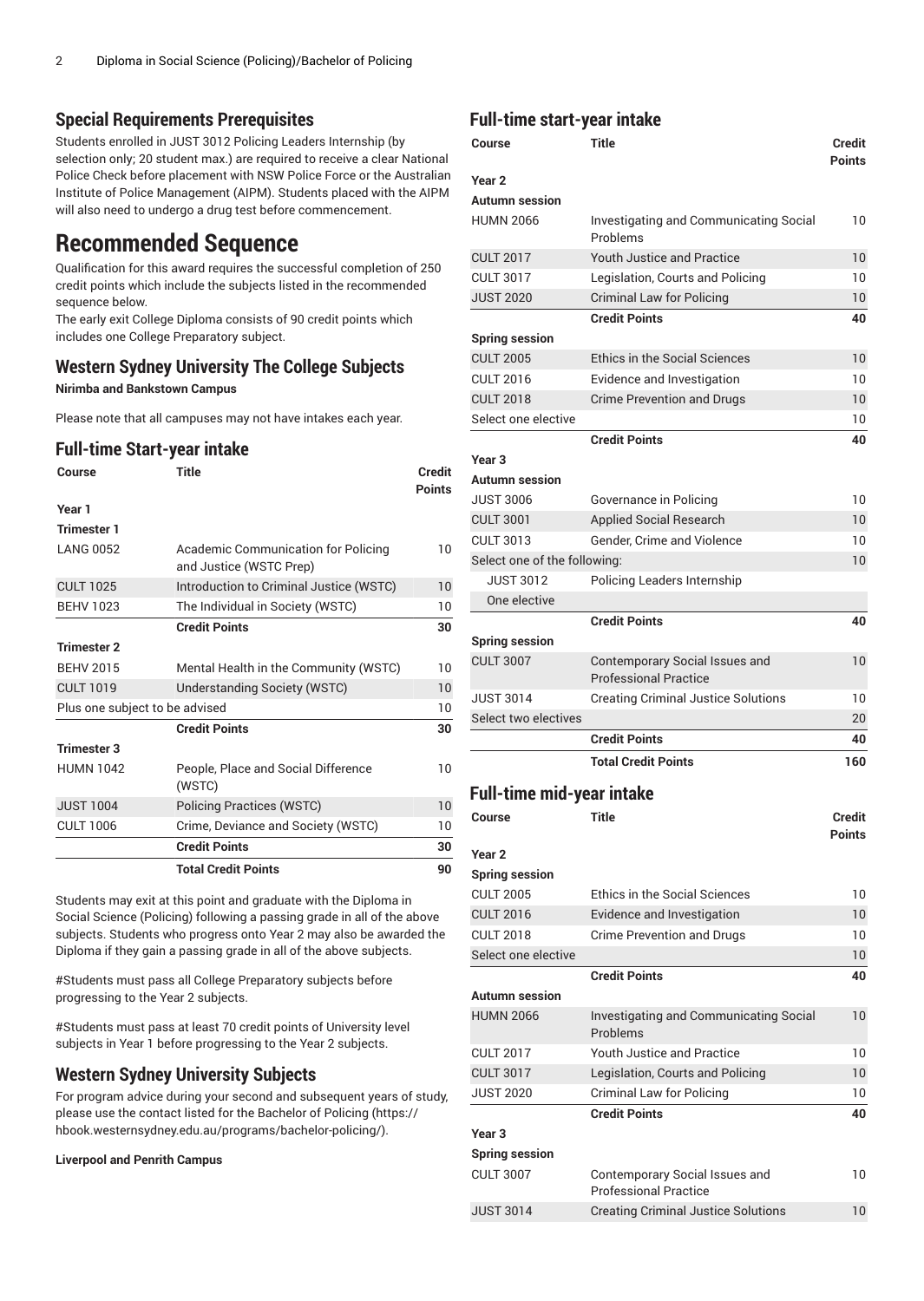### Special Requirements Prerequisites

Students enrolled in JUST 3012 Policing Leaders Internship (by selection only; 20 student max.) are required to receive a clear National Police Check before placement with NSW Police Force or the Australian Institute of Police Management (AIPM). Students placed with the AIPM will also need to undergo a drug test before commencement.

# Recommended Sequence

Qualification for this award requires the successful completion of 250 credit points which include the subjects listed in the recommended sequence below.

The early exit College Diploma consists of 90 credit points which includes one College Preparatory subject.

## Western Sydney University The College Subjects

**Nirimba and Bankstown Campus**

Please note that all campuses may not have intakes each year.

### Full-time Start-year intake

| Course | Title | Credit Points |
|---|---|---|
| **Year 1** | | |
| **Trimester 1** | | |
| LANG 0052 | Academic Communication for Policing and Justice (WSTC Prep) | 10 |
| CULT 1025 | Introduction to Criminal Justice (WSTC) | 10 |
| BEHV 1023 | The Individual in Society (WSTC) | 10 |
| | **Credit Points** | **30** |
| **Trimester 2** | | |
| BEHV 2015 | Mental Health in the Community (WSTC) | 10 |
| CULT 1019 | Understanding Society (WSTC) | 10 |
| Plus one subject to be advised | | 10 |
| | **Credit Points** | **30** |
| **Trimester 3** | | |
| HUMN 1042 | People, Place and Social Difference (WSTC) | 10 |
| JUST 1004 | Policing Practices (WSTC) | 10 |
| CULT 1006 | Crime, Deviance and Society (WSTC) | 10 |
| | **Credit Points** | **30** |
| | **Total Credit Points** | **90** |

Students may exit at this point and graduate with the Diploma in Social Science (Policing) following a passing grade in all of the above subjects. Students who progress onto Year 2 may also be awarded the Diploma if they gain a passing grade in all of the above subjects.

#Students must pass all College Preparatory subjects before progressing to the Year 2 subjects.

#Students must pass at least 70 credit points of University level subjects in Year 1 before progressing to the Year 2 subjects.

## Western Sydney University Subjects

For program advice during your second and subsequent years of study, please use the contact listed for the Bachelor of Policing (https://hbook.westernsydney.edu.au/programs/bachelor-policing/).

**Liverpool and Penrith Campus**

### Full-time start-year intake

| Course | Title | Credit Points |
|---|---|---|
| **Year 2** | | |
| **Autumn session** | | |
| HUMN 2066 | Investigating and Communicating Social Problems | 10 |
| CULT 2017 | Youth Justice and Practice | 10 |
| CULT 3017 | Legislation, Courts and Policing | 10 |
| JUST 2020 | Criminal Law for Policing | 10 |
| | **Credit Points** | **40** |
| **Spring session** | | |
| CULT 2005 | Ethics in the Social Sciences | 10 |
| CULT 2016 | Evidence and Investigation | 10 |
| CULT 2018 | Crime Prevention and Drugs | 10 |
| Select one elective | | 10 |
| | **Credit Points** | **40** |
| **Year 3** | | |
| **Autumn session** | | |
| JUST 3006 | Governance in Policing | 10 |
| CULT 3001 | Applied Social Research | 10 |
| CULT 3013 | Gender, Crime and Violence | 10 |
| Select one of the following: | | 10 |
| JUST 3012 | Policing Leaders Internship | |
| One elective | | |
| | **Credit Points** | **40** |
| **Spring session** | | |
| CULT 3007 | Contemporary Social Issues and Professional Practice | 10 |
| JUST 3014 | Creating Criminal Justice Solutions | 10 |
| Select two electives | | 20 |
| | **Credit Points** | **40** |
| | **Total Credit Points** | **160** |

### Full-time mid-year intake

| Course | Title | Credit Points |
|---|---|---|
| **Year 2** | | |
| **Spring session** | | |
| CULT 2005 | Ethics in the Social Sciences | 10 |
| CULT 2016 | Evidence and Investigation | 10 |
| CULT 2018 | Crime Prevention and Drugs | 10 |
| Select one elective | | 10 |
| | **Credit Points** | **40** |
| **Autumn session** | | |
| HUMN 2066 | Investigating and Communicating Social Problems | 10 |
| CULT 2017 | Youth Justice and Practice | 10 |
| CULT 3017 | Legislation, Courts and Policing | 10 |
| JUST 2020 | Criminal Law for Policing | 10 |
| | **Credit Points** | **40** |
| **Year 3** | | |
| **Spring session** | | |
| CULT 3007 | Contemporary Social Issues and Professional Practice | 10 |
| JUST 3014 | Creating Criminal Justice Solutions | 10 |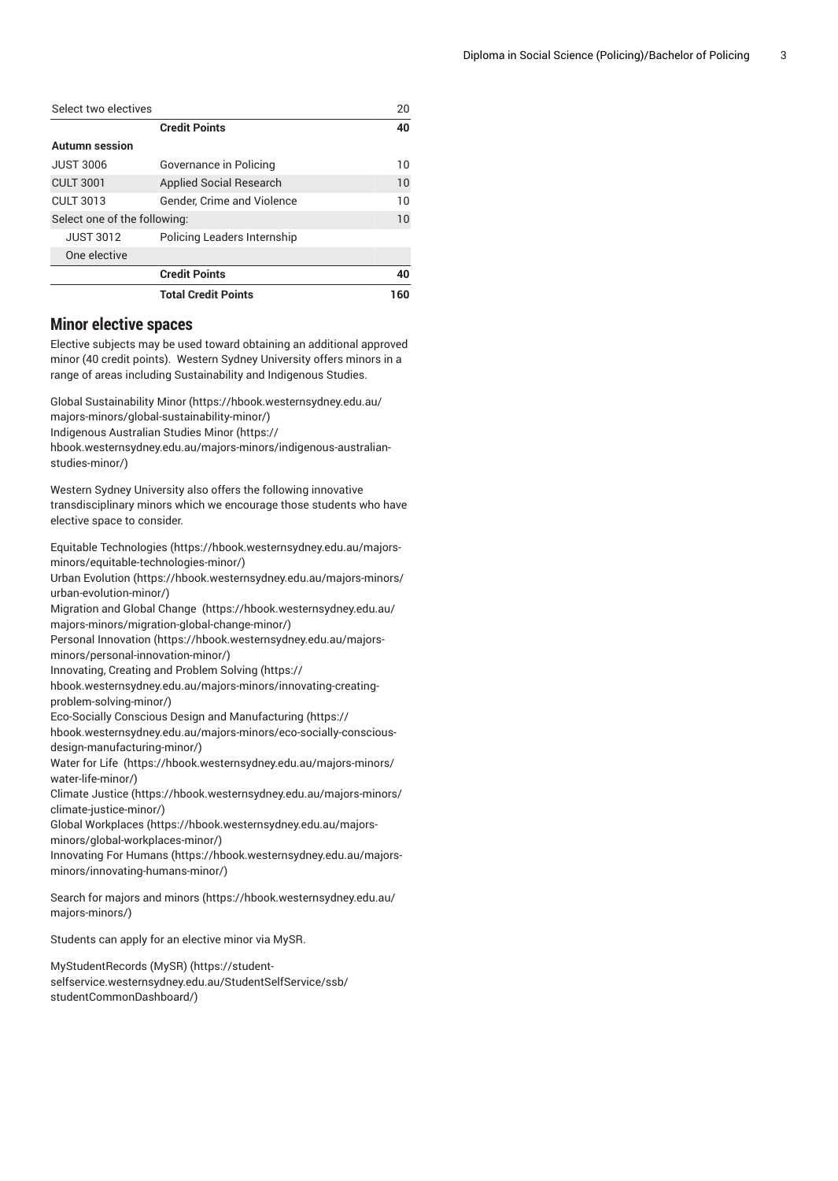| | | |
|---|---|---|
| Select two electives | | 20 |
| | **Credit Points** | **40** |
| **Autumn session** | | |
| JUST 3006 | Governance in Policing | 10 |
| CULT 3001 | Applied Social Research | 10 |
| CULT 3013 | Gender, Crime and Violence | 10 |
| Select one of the following: | | 10 |
| JUST 3012 | Policing Leaders Internship | |
| One elective | | |
| | **Credit Points** | **40** |
| | **Total Credit Points** | **160** |

## Minor elective spaces

Elective subjects may be used toward obtaining an additional approved minor (40 credit points). Western Sydney University offers minors in a range of areas including Sustainability and Indigenous Studies.

Global Sustainability Minor (https://hbook.westernsydney.edu.au/majors-minors/global-sustainability-minor/)
Indigenous Australian Studies Minor (https://hbook.westernsydney.edu.au/majors-minors/indigenous-australian-studies-minor/)

Western Sydney University also offers the following innovative transdisciplinary minors which we encourage those students who have elective space to consider.

Equitable Technologies (https://hbook.westernsydney.edu.au/majors-minors/equitable-technologies-minor/)
Urban Evolution (https://hbook.westernsydney.edu.au/majors-minors/urban-evolution-minor/)
Migration and Global Change (https://hbook.westernsydney.edu.au/majors-minors/migration-global-change-minor/)
Personal Innovation (https://hbook.westernsydney.edu.au/majors-minors/personal-innovation-minor/)
Innovating, Creating and Problem Solving (https://hbook.westernsydney.edu.au/majors-minors/innovating-creating-problem-solving-minor/)
Eco-Socially Conscious Design and Manufacturing (https://hbook.westernsydney.edu.au/majors-minors/eco-socially-conscious-design-manufacturing-minor/)
Water for Life (https://hbook.westernsydney.edu.au/majors-minors/water-life-minor/)
Climate Justice (https://hbook.westernsydney.edu.au/majors-minors/climate-justice-minor/)
Global Workplaces (https://hbook.westernsydney.edu.au/majors-minors/global-workplaces-minor/)
Innovating For Humans (https://hbook.westernsydney.edu.au/majors-minors/innovating-humans-minor/)

Search for majors and minors (https://hbook.westernsydney.edu.au/majors-minors/)

Students can apply for an elective minor via MySR.

MyStudentRecords (MySR) (https://student-selfservice.westernsydney.edu.au/StudentSelfService/ssb/studentCommonDashboard/)